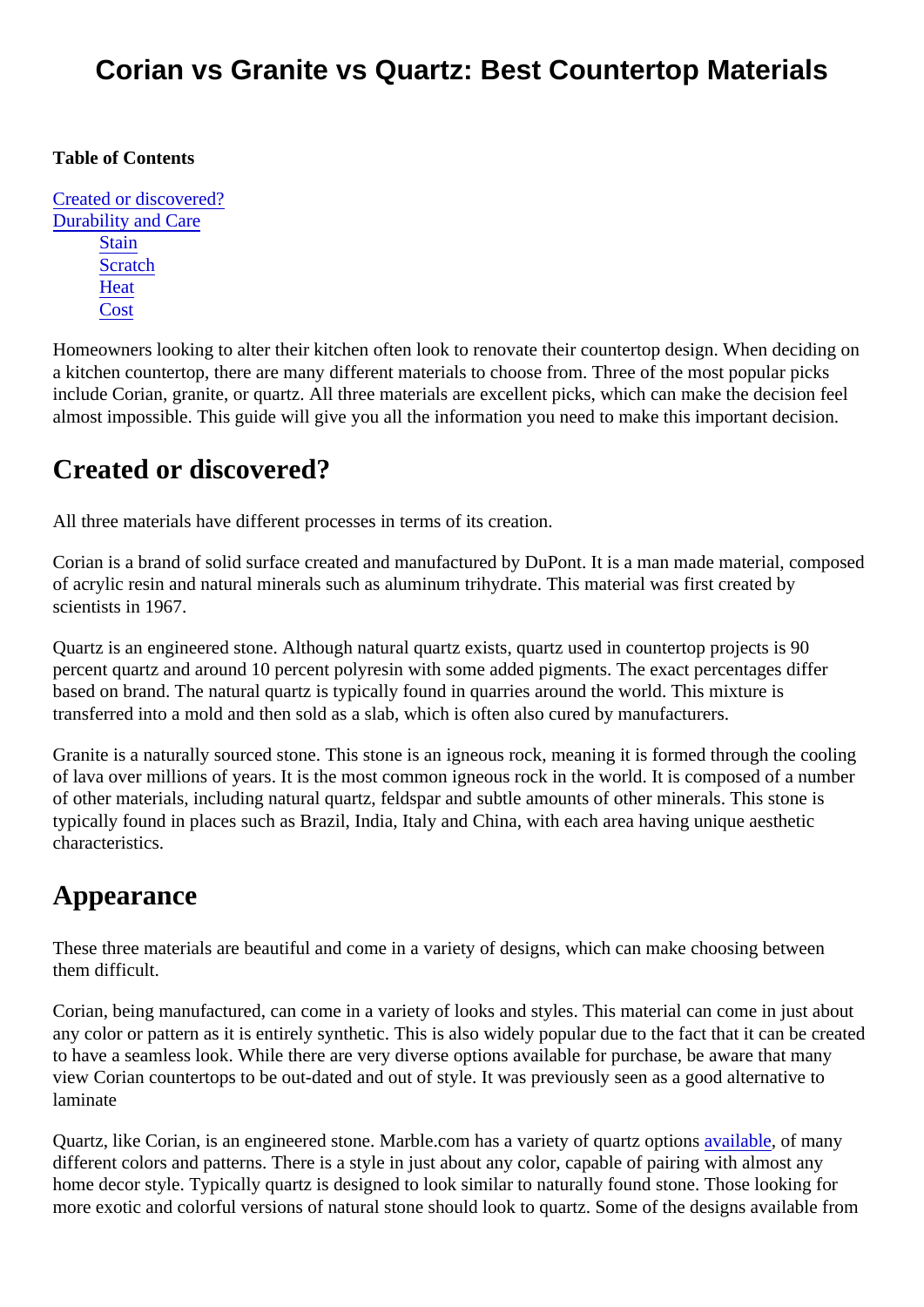# Corian vs Granite vs Quartz: Best Countertop Materials

**Table of Contents**

[Created or discovered?](#)
[Durability and Care](#)
- [Stain](#)
- [Scratch](#)
- [Heat](#)
- [Cost](#)

Homeowners looking to alter their kitchen often look to renovate their countertop design. When deciding on a kitchen countertop, there are many different materials to choose from. Three of the most popular picks include Corian, granite, or quartz. All three materials are excellent picks, which can make the decision feel almost impossible. This guide will give you all the information you need to make this important decision.

## Created or discovered?

All three materials have different processes in terms of its creation.

Corian is a brand of solid surface created and manufactured by DuPont. It is a man made material, composed of acrylic resin and natural minerals such as aluminum trihydrate. This material was first created by scientists in 1967.

Quartz is an engineered stone. Although natural quartz exists, quartz used in countertop projects is 90 percent quartz and around 10 percent polyresin with some added pigments. The exact percentages differ based on brand. The natural quartz is typically found in quarries around the world. This mixture is transferred into a mold and then sold as a slab, which is often also cured by manufacturers.

Granite is a naturally sourced stone. This stone is an igneous rock, meaning it is formed through the cooling of lava over millions of years. It is the most common igneous rock in the world. It is composed of a number of other materials, including natural quartz, feldspar and subtle amounts of other minerals. This stone is typically found in places such as Brazil, India, Italy and China, with each area having unique aesthetic characteristics.

## Appearance

These three materials are beautiful and come in a variety of designs, which can make choosing between them difficult.

Corian, being manufactured, can come in a variety of looks and styles. This material can come in just about any color or pattern as it is entirely synthetic. This is also widely popular due to the fact that it can be created to have a seamless look. While there are very diverse options available for purchase, be aware that many view Corian countertops to be out-dated and out of style. It was previously seen as a good alternative to laminate

Quartz, like Corian, is an engineered stone. Marble.com has a variety of quartz options [available](#), of many different colors and patterns. There is a style in just about any color, capable of pairing with almost any home decor style. Typically quartz is designed to look similar to naturally found stone. Those looking for more exotic and colorful versions of natural stone should look to quartz. Some of the designs available from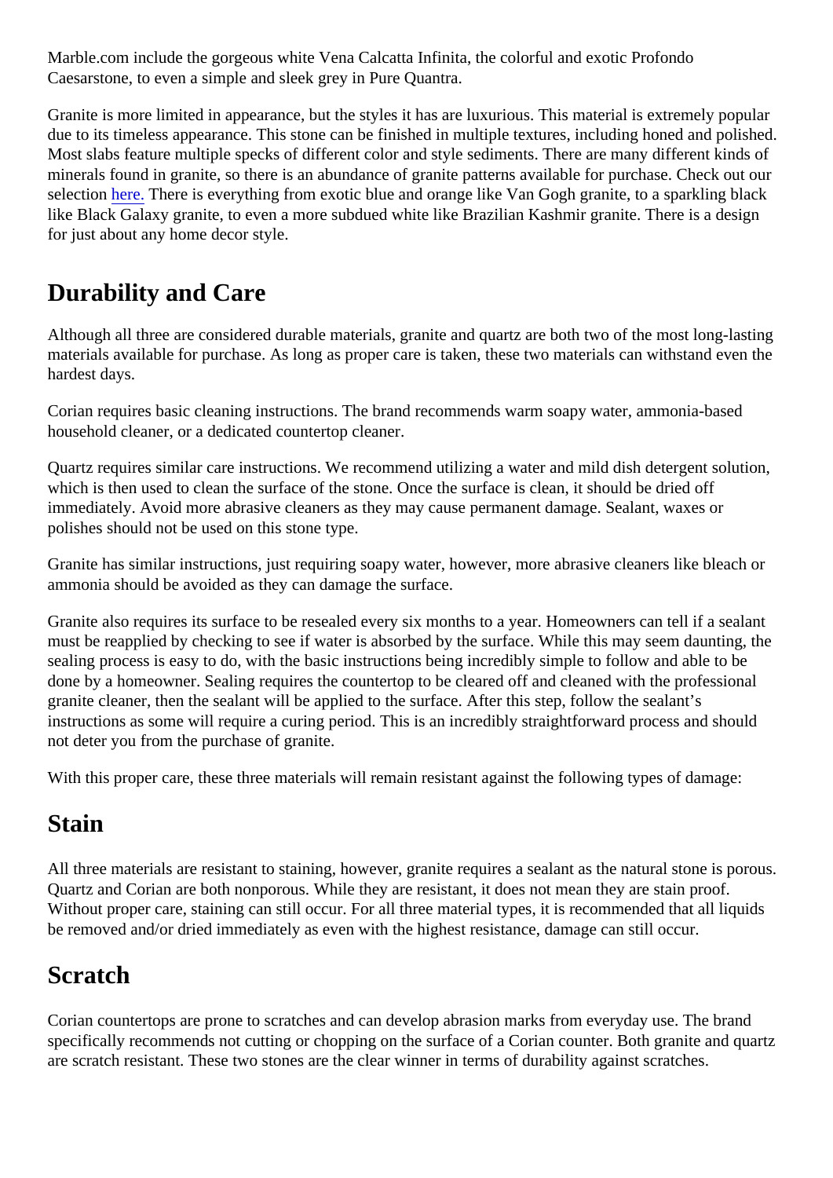Marble.com include the gorgeous white Vena Calcatta Infinita, the colorful and exotic Profondo Caesarstone, to even a simple and sleek grey in Pure Quantra.

Granite is more limited in appearance, but the styles it has are luxurious. This material is extremely popular due to its timeless appearance. This stone can be finished in multiple textures, including honed and polished. Most slabs feature multiple specks of different color and style sediments. There are many different kinds of minerals found in granite, so there is an abundance of granite patterns available for purchase. Check out our selection here. There is everything from exotic blue and orange like Van Gogh granite, to a sparkling black like Black Galaxy granite, to even a more subdued white like Brazilian Kashmir granite. There is a design for just about any home decor style.

## Durability and Care

Although all three are considered durable materials, granite and quartz are both two of the most long-lasting materials available for purchase. As long as proper care is taken, these two materials can withstand even the hardest days.

Corian requires basic cleaning instructions. The brand recommends warm soapy water, ammonia-based household cleaner, or a dedicated countertop cleaner.

Quartz requires similar care instructions. We recommend utilizing a water and mild dish detergent solution, which is then used to clean the surface of the stone. Once the surface is clean, it should be dried off immediately. Avoid more abrasive cleaners as they may cause permanent damage. Sealant, waxes or polishes should not be used on this stone type.

Granite has similar instructions, just requiring soapy water, however, more abrasive cleaners like bleach or ammonia should be avoided as they can damage the surface.

Granite also requires its surface to be resealed every six months to a year. Homeowners can tell if a sealant must be reapplied by checking to see if water is absorbed by the surface. While this may seem daunting, the sealing process is easy to do, with the basic instructions being incredibly simple to follow and able to be done by a homeowner. Sealing requires the countertop to be cleared off and cleaned with the professional granite cleaner, then the sealant will be applied to the surface. After this step, follow the sealant's instructions as some will require a curing period. This is an incredibly straightforward process and should not deter you from the purchase of granite.

With this proper care, these three materials will remain resistant against the following types of damage:

## Stain

All three materials are resistant to staining, however, granite requires a sealant as the natural stone is porous. Quartz and Corian are both nonporous. While they are resistant, it does not mean they are stain proof. Without proper care, staining can still occur. For all three material types, it is recommended that all liquids be removed and/or dried immediately as even with the highest resistance, damage can still occur.

## Scratch

Corian countertops are prone to scratches and can develop abrasion marks from everyday use. The brand specifically recommends not cutting or chopping on the surface of a Corian counter. Both granite and quartz are scratch resistant. These two stones are the clear winner in terms of durability against scratches.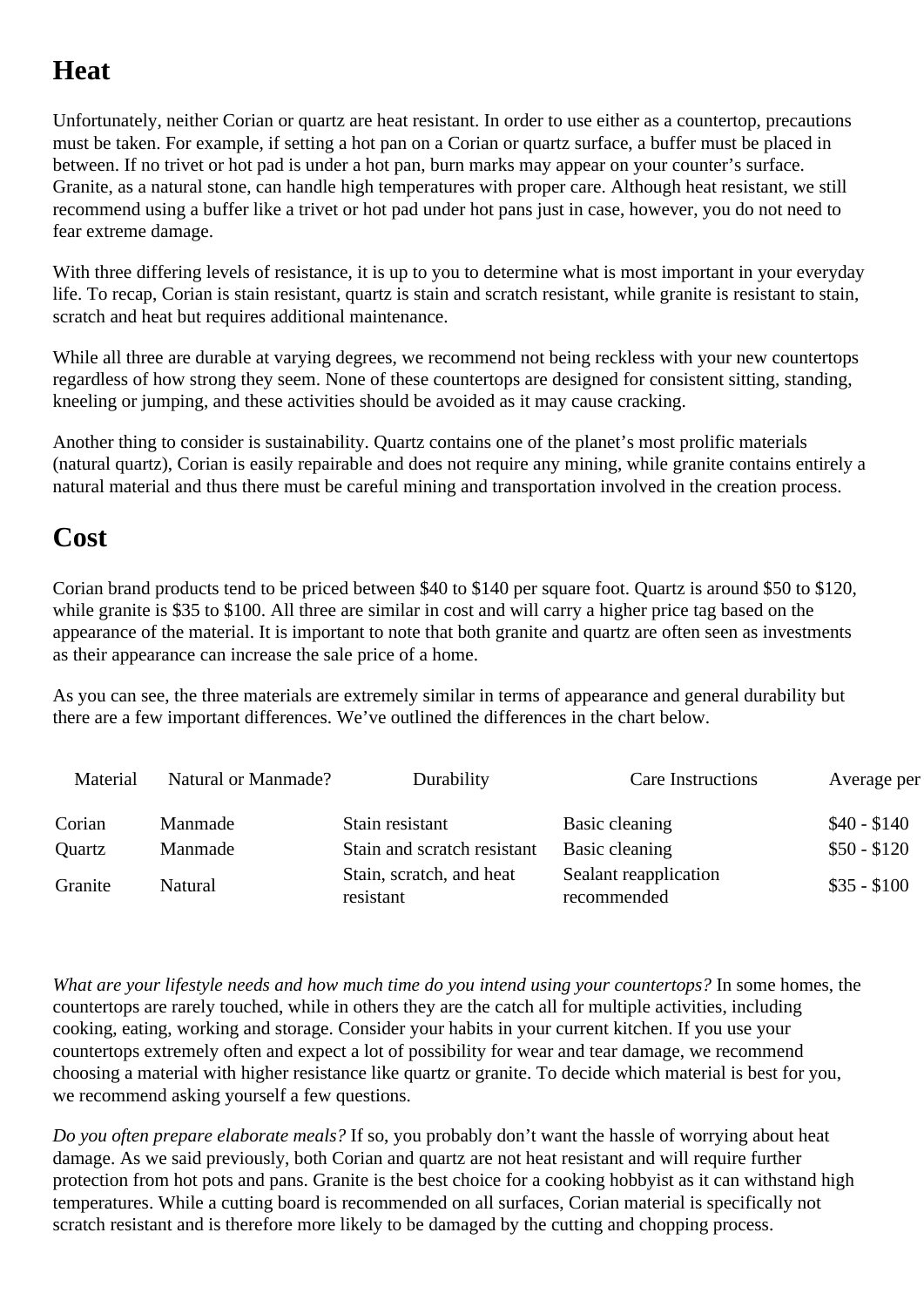## Heat

Unfortunately, neither Corian or quartz are heat resistant. In order to use either as a countertop, precautions must be taken. For example, if setting a hot pan on a Corian or quartz surface, a buffer must be placed in between. If no trivet or hot pad is under a hot pan, burn marks may appear on your counter's surface. Granite, as a natural stone, can handle high temperatures with proper care. Although heat resistant, we still recommend using a buffer like a trivet or hot pad under hot pans just in case, however, you do not need to fear extreme damage.

With three differing levels of resistance, it is up to you to determine what is most important in your everyday life. To recap, Corian is stain resistant, quartz is stain and scratch resistant, while granite is resistant to stain, scratch and heat but requires additional maintenance.

While all three are durable at varying degrees, we recommend not being reckless with your new countertops regardless of how strong they seem. None of these countertops are designed for consistent sitting, standing, kneeling or jumping, and these activities should be avoided as it may cause cracking.

Another thing to consider is sustainability. Quartz contains one of the planet's most prolific materials (natural quartz), Corian is easily repairable and does not require any mining, while granite contains entirely a natural material and thus there must be careful mining and transportation involved in the creation process.

## Cost

Corian brand products tend to be priced between $40 to $140 per square foot. Quartz is around $50 to $120, while granite is $35 to $100. All three are similar in cost and will carry a higher price tag based on the appearance of the material. It is important to note that both granite and quartz are often seen as investments as their appearance can increase the sale price of a home.

As you can see, the three materials are extremely similar in terms of appearance and general durability but there are a few important differences. We've outlined the differences in the chart below.

| Material | Natural or Manmade? | Durability | Care Instructions | Average per |
|---|---|---|---|---|
| Corian | Manmade | Stain resistant | Basic cleaning | $40 - $140 |
| Quartz | Manmade | Stain and scratch resistant | Basic cleaning | $50 - $120 |
| Granite | Natural | Stain, scratch, and heat resistant | Sealant reapplication recommended | $35 - $100 |

*What are your lifestyle needs and how much time do you intend using your countertops?* In some homes, the countertops are rarely touched, while in others they are the catch all for multiple activities, including cooking, eating, working and storage. Consider your habits in your current kitchen. If you use your countertops extremely often and expect a lot of possibility for wear and tear damage, we recommend choosing a material with higher resistance like quartz or granite. To decide which material is best for you, we recommend asking yourself a few questions.

*Do you often prepare elaborate meals?* If so, you probably don't want the hassle of worrying about heat damage. As we said previously, both Corian and quartz are not heat resistant and will require further protection from hot pots and pans. Granite is the best choice for a cooking hobbyist as it can withstand high temperatures. While a cutting board is recommended on all surfaces, Corian material is specifically not scratch resistant and is therefore more likely to be damaged by the cutting and chopping process.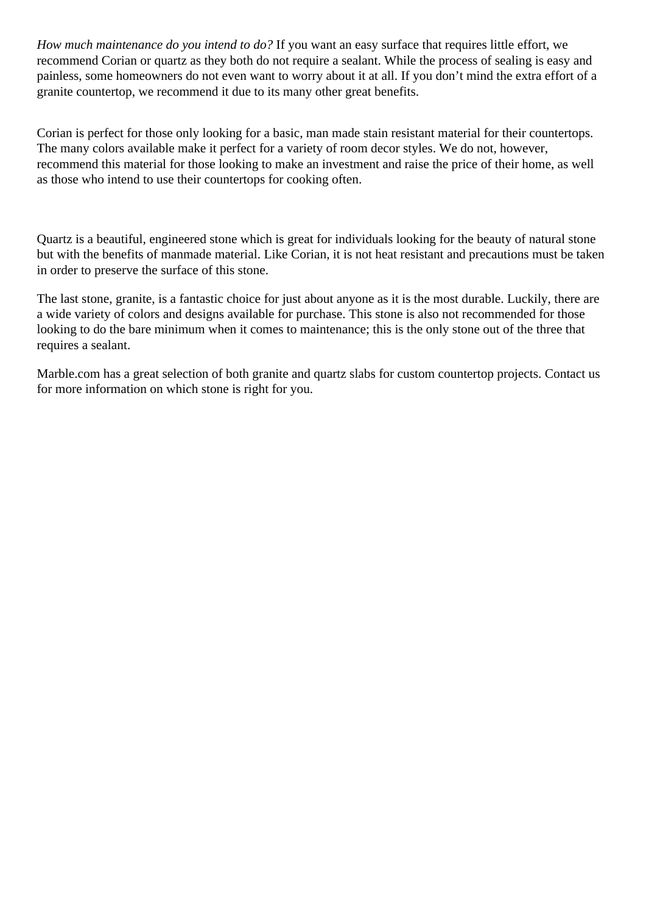*How much maintenance do you intend to do?* If you want an easy surface that requires little effort, we recommend Corian or quartz as they both do not require a sealant. While the process of sealing is easy and painless, some homeowners do not even want to worry about it at all. If you don't mind the extra effort of a granite countertop, we recommend it due to its many other great benefits.

Corian is perfect for those only looking for a basic, man made stain resistant material for their countertops. The many colors available make it perfect for a variety of room decor styles. We do not, however, recommend this material for those looking to make an investment and raise the price of their home, as well as those who intend to use their countertops for cooking often.

Quartz is a beautiful, engineered stone which is great for individuals looking for the beauty of natural stone but with the benefits of manmade material. Like Corian, it is not heat resistant and precautions must be taken in order to preserve the surface of this stone.

The last stone, granite, is a fantastic choice for just about anyone as it is the most durable. Luckily, there are a wide variety of colors and designs available for purchase. This stone is also not recommended for those looking to do the bare minimum when it comes to maintenance; this is the only stone out of the three that requires a sealant.

Marble.com has a great selection of both granite and quartz slabs for custom countertop projects. Contact us for more information on which stone is right for you.